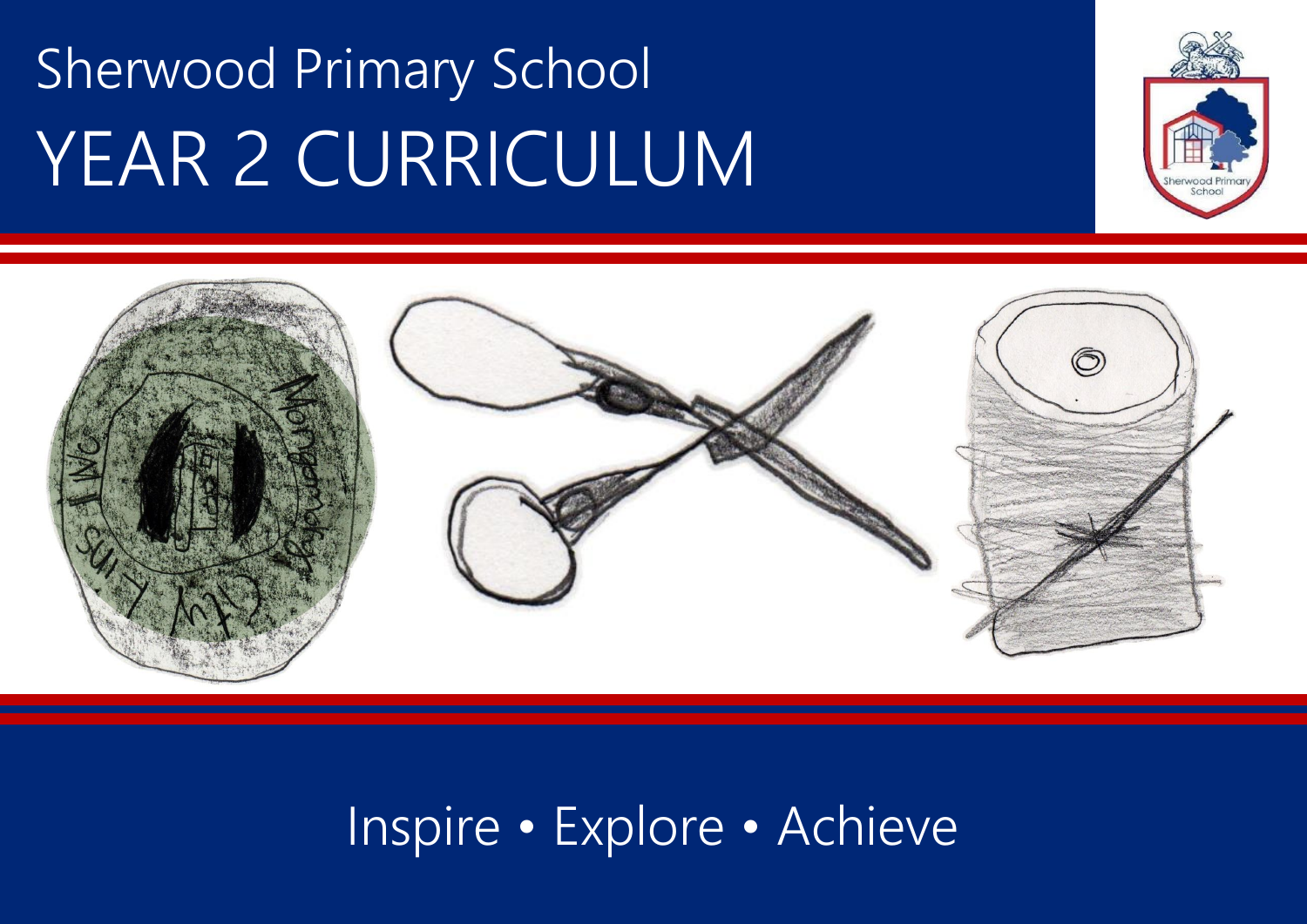# Sherwood Primary School

# YEAR 2 CURRICULUM

Inspire • Explore • Achieve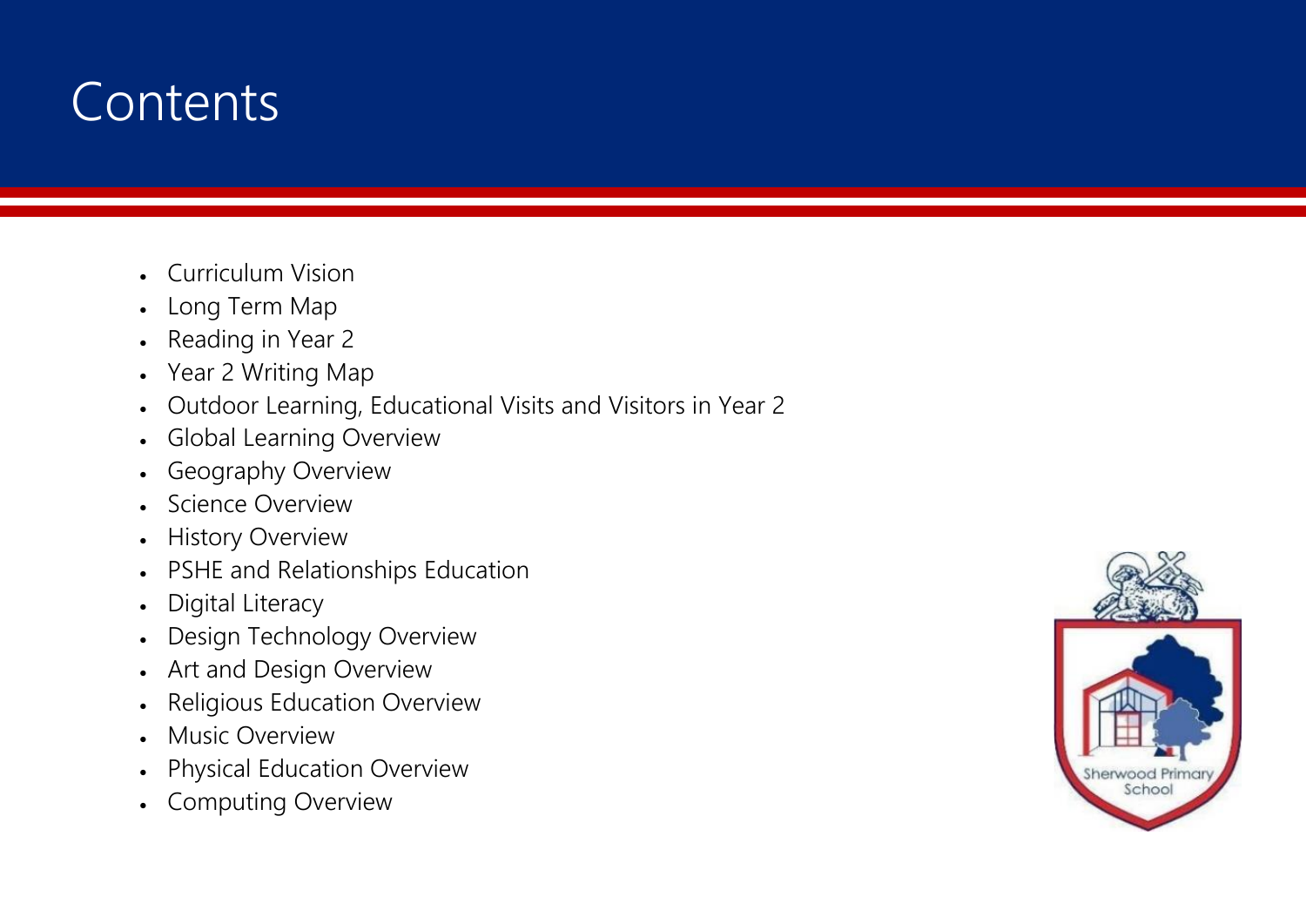# Contents

- Curriculum Vision
- Long Term Map
- Reading in Year 2
- Year 2 Writing Map
- Outdoor Learning, Educational Visits and Visitors in Year 2
- Global Learning Overview
- Geography Overview
- Science Overview
- History Overview
- PSHE and Relationships Education
- Digital Literacy
- Design Technology Overview
- Art and Design Overview
- Religious Education Overview
- Music Overview
- Physical Education Overview
- Computing Overview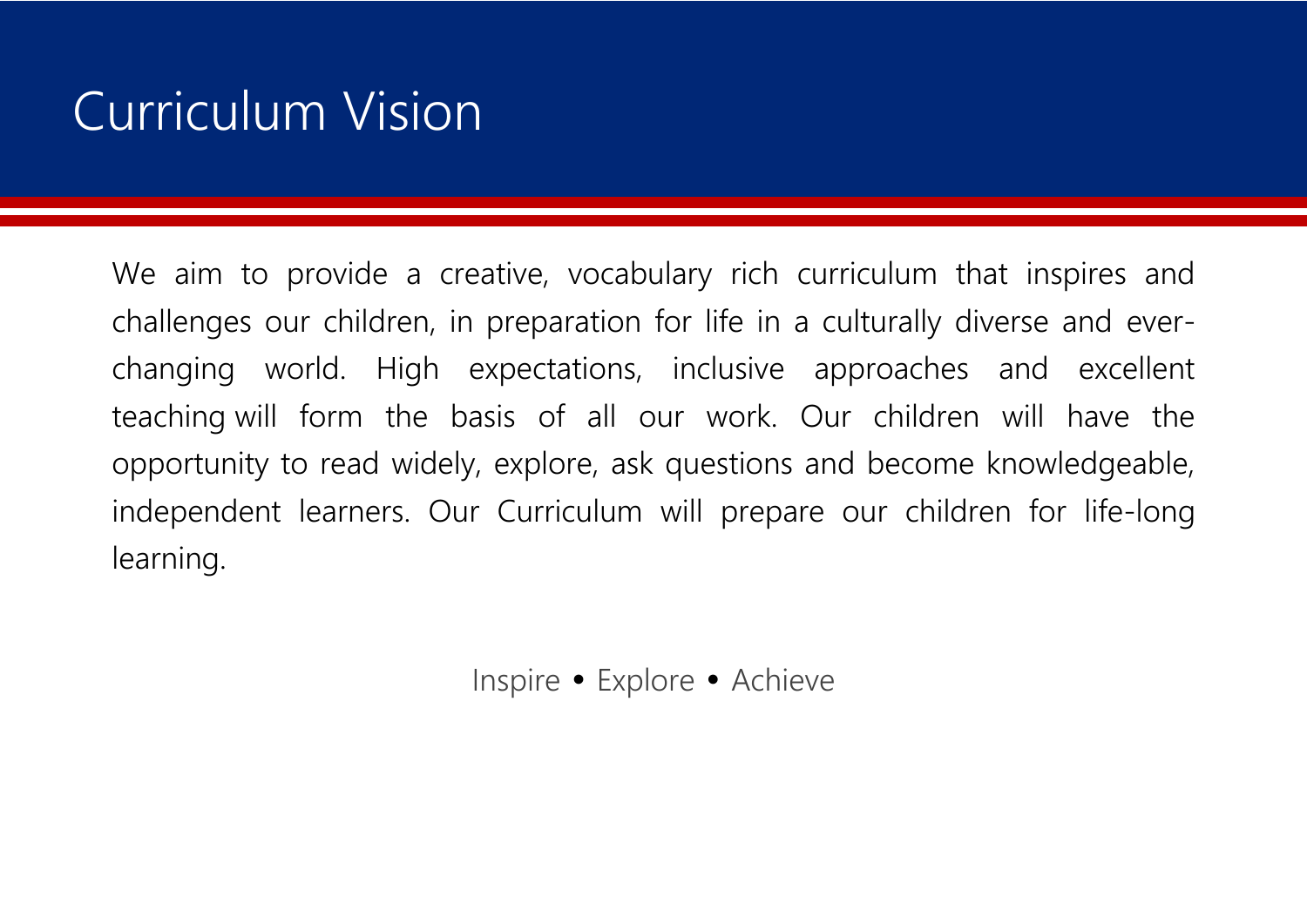# Curriculum Vision

We aim to provide a creative, vocabulary rich curriculum that inspires and challenges our children, in preparation for life in a culturally diverse and ever-changing world. High expectations, inclusive approaches and excellent teaching will form the basis of all our work. Our children will have the opportunity to read widely, explore, ask questions and become knowledgeable, independent learners. Our Curriculum will prepare our children for life-long learning.

Inspire • Explore • Achieve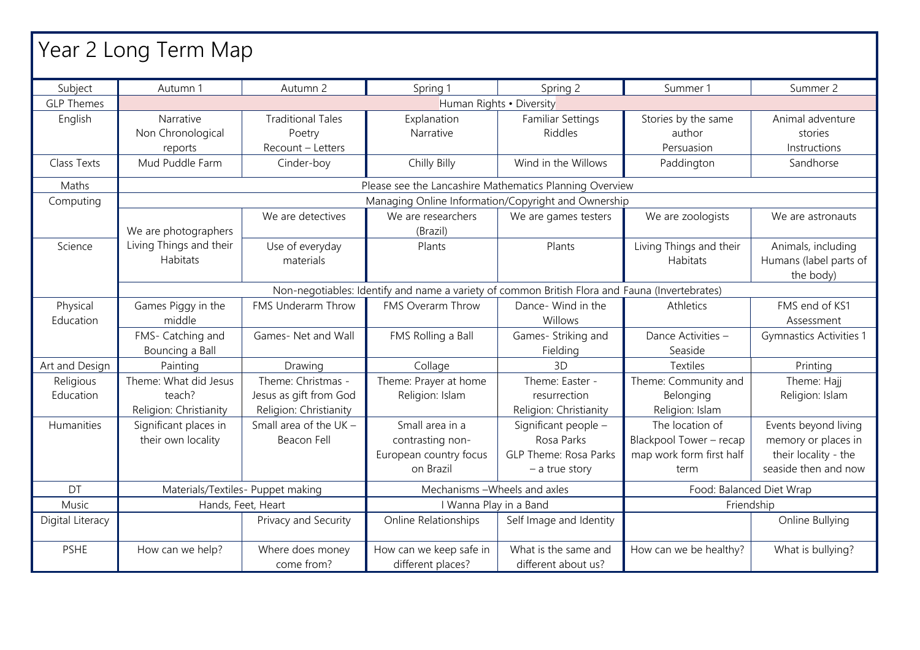# Year 2 Long Term Map

| Subject | Autumn 1 | Autumn 2 | Spring 1 | Spring 2 | Summer 1 | Summer 2 |
|---|---|---|---|---|---|---|
| GLP Themes | Human Rights • Diversity | | | | | |
| English | Narrative Non Chronological reports | Traditional Tales Poetry Recount – Letters | Explanation Narrative | Familiar Settings Riddles | Stories by the same author Persuasion | Animal adventure stories Instructions |
| Class Texts | Mud Puddle Farm | Cinder-boy | Chilly Billy | Wind in the Willows | Paddington | Sandhorse |
| Maths | Please see the Lancashire Mathematics Planning Overview | | | | | |
| Computing | Managing Online Information/Copyright and Ownership | | | | | |
| | We are photographers | We are detectives | We are researchers (Brazil) | We are games testers | We are zoologists | We are astronauts |
| Science | Living Things and their Habitats | Use of everyday materials | Plants | Plants | Living Things and their Habitats | Animals, including Humans (label parts of the body) |
| | Non-negotiables: Identify and name a variety of common British Flora and Fauna (Invertebrates) | | | | | |
| Physical Education | Games Piggy in the middle | FMS Underarm Throw | FMS Overarm Throw | Dance- Wind in the Willows | Athletics | FMS end of KS1 Assessment |
| | FMS- Catching and Bouncing a Ball | Games- Net and Wall | FMS Rolling a Ball | Games- Striking and Fielding | Dance Activities – Seaside | Gymnastics Activities 1 |
| Art and Design | Painting | Drawing | Collage | 3D | Textiles | Printing |
| Religious Education | Theme: What did Jesus teach? Religion: Christianity | Theme: Christmas - Jesus as gift from God Religion: Christianity | Theme: Prayer at home Religion: Islam | Theme: Easter - resurrection Religion: Christianity | Theme: Community and Belonging Religion: Islam | Theme: Hajj Religion: Islam |
| Humanities | Significant places in their own locality | Small area of the UK – Beacon Fell | Small area in a contrasting non-European country focus on Brazil | Significant people – Rosa Parks GLP Theme: Rosa Parks – a true story | The location of Blackpool Tower – recap map work form first half term | Events beyond living memory or places in their locality - the seaside then and now |
| DT | Materials/Textiles- Puppet making | | Mechanisms –Wheels and axles | | Food: Balanced Diet Wrap | |
| Music | Hands, Feet, Heart | | I Wanna Play in a Band | | Friendship | |
| Digital Literacy | | Privacy and Security | Online Relationships | Self Image and Identity | | Online Bullying |
| PSHE | How can we help? | Where does money come from? | How can we keep safe in different places? | What is the same and different about us? | How can we be healthy? | What is bullying? |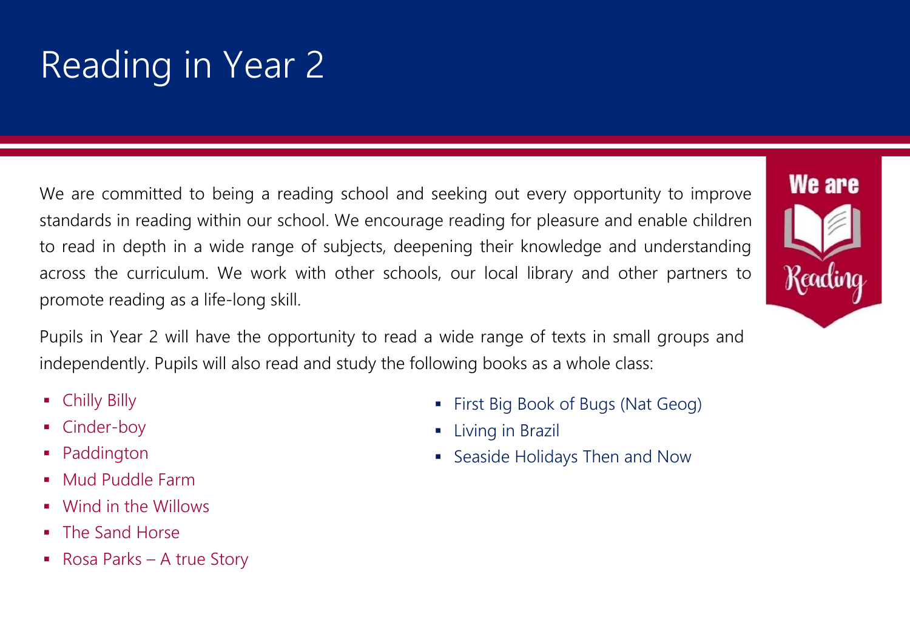# Reading in Year 2

We are committed to being a reading school and seeking out every opportunity to improve standards in reading within our school. We encourage reading for pleasure and enable children to read in depth in a wide range of subjects, deepening their knowledge and understanding across the curriculum. We work with other schools, our local library and other partners to promote reading as a life-long skill.

Pupils in Year 2 will have the opportunity to read a wide range of texts in small groups and independently. Pupils will also read and study the following books as a whole class:

- Chilly Billy
- Cinder-boy
- Paddington
- Mud Puddle Farm
- Wind in the Willows
- The Sand Horse
- Rosa Parks – A true Story
- First Big Book of Bugs (Nat Geog)
- Living in Brazil
- Seaside Holidays Then and Now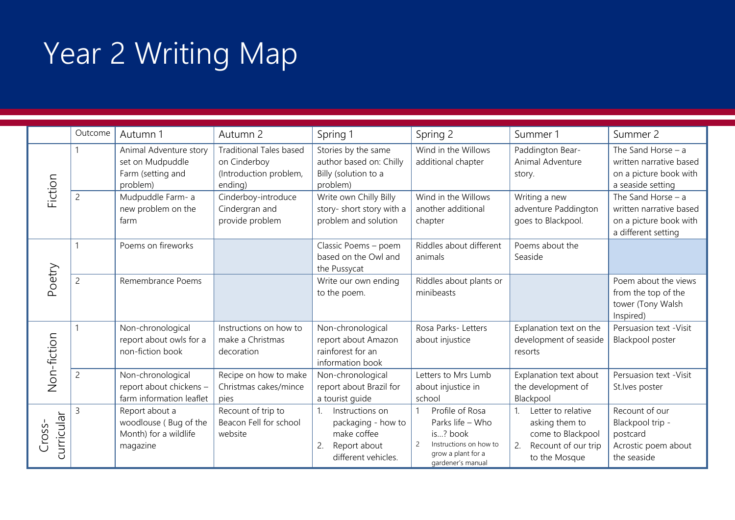# Year 2 Writing Map

| | Outcome | Autumn 1 | Autumn 2 | Spring 1 | Spring 2 | Summer 1 | Summer 2 |
|---|---|---|---|---|---|---|---|
| Fiction | 1 | Animal Adventure story set on Mudpuddle Farm (setting and problem) | Traditional Tales based on Cinderboy (Introduction problem, ending) | Stories by the same author based on: Chilly Billy (solution to a problem) | Wind in the Willows additional chapter | Paddington Bear- Animal Adventure story. | The Sand Horse – a written narrative based on a picture book with a seaside setting |
| | 2 | Mudpuddle Farm- a new problem on the farm | Cinderboy-introduce Cindergran and provide problem | Write own Chilly Billy story- short story with a problem and solution | Wind in the Willows another additional chapter | Writing a new adventure Paddington goes to Blackpool. | The Sand Horse – a written narrative based on a picture book with a different setting |
| Poetry | 1 | Poems on fireworks | | Classic Poems – poem based on the Owl and the Pussycat | Riddles about different animals | Poems about the Seaside | |
| | 2 | Remembrance Poems | | Write our own ending to the poem. | Riddles about plants or minibeasts | | Poem about the views from the top of the tower (Tony Walsh Inspired) |
| Non-fiction | 1 | Non-chronological report about owls for a non-fiction book | Instructions on how to make a Christmas decoration | Non-chronological report about Amazon rainforest for an information book | Rosa Parks- Letters about injustice | Explanation text on the development of seaside resorts | Persuasion text -Visit Blackpool poster |
| | 2 | Non-chronological report about chickens – farm information leaflet | Recipe on how to make Christmas cakes/mince pies | Non-chronological report about Brazil for a tourist guide | Letters to Mrs Lumb about injustice in school | Explanation text about the development of Blackpool | Persuasion text -Visit St.Ives poster |
| Cross-curricular | 3 | Report about a woodlouse ( Bug of the Month) for a wildlife magazine | Recount of trip to Beacon Fell for school website | 1. Instructions on packaging - how to make coffee<br>2. Report about different vehicles. | 1 Profile of Rosa Parks life – Who is…? book<br>2 Instructions on how to grow a plant for a gardener's manual | 1. Letter to relative asking them to come to Blackpool<br>2. Recount of our trip to the Mosque | Recount of our Blackpool trip - postcard<br>Acrostic poem about the seaside |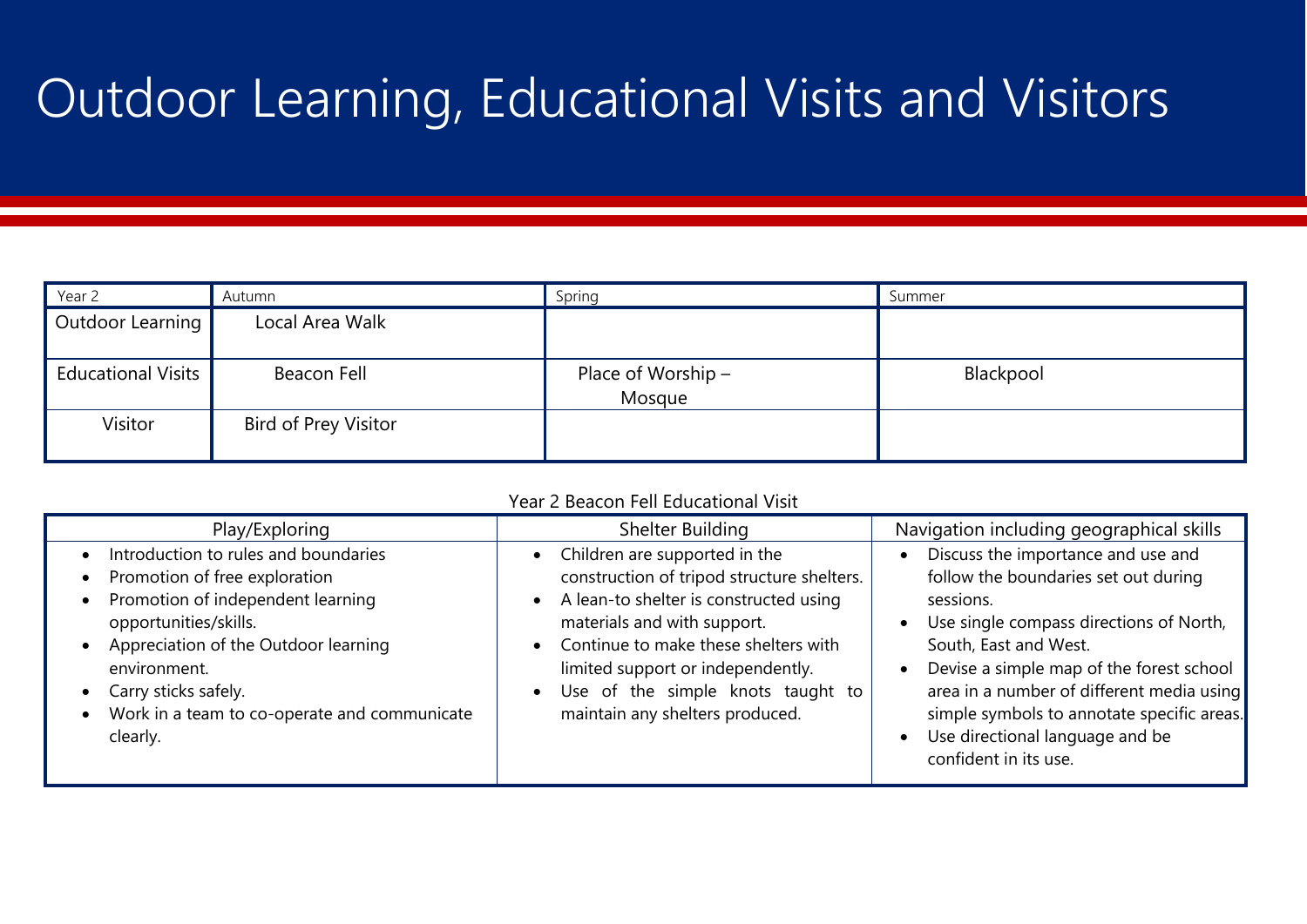# Outdoor Learning, Educational Visits and Visitors

| Year 2 | Autumn | Spring | Summer |
|---|---|---|---|
| Outdoor Learning | Local Area Walk | | |
| Educational Visits | Beacon Fell | Place of Worship – Mosque | Blackpool |
| Visitor | Bird of Prey Visitor | | |

Year 2 Beacon Fell Educational Visit

| Play/Exploring | Shelter Building | Navigation including geographical skills |
|---|---|---|
| • Introduction to rules and boundaries<br>• Promotion of free exploration<br>• Promotion of independent learning opportunities/skills.<br>• Appreciation of the Outdoor learning environment.<br>• Carry sticks safely.<br>• Work in a team to co-operate and communicate clearly. | • Children are supported in the construction of tripod structure shelters.<br>• A lean-to shelter is constructed using materials and with support.<br>• Continue to make these shelters with limited support or independently.<br>• Use of the simple knots taught to maintain any shelters produced. | • Discuss the importance and use and follow the boundaries set out during sessions.<br>• Use single compass directions of North, South, East and West.<br>• Devise a simple map of the forest school area in a number of different media using simple symbols to annotate specific areas.<br>• Use directional language and be confident in its use. |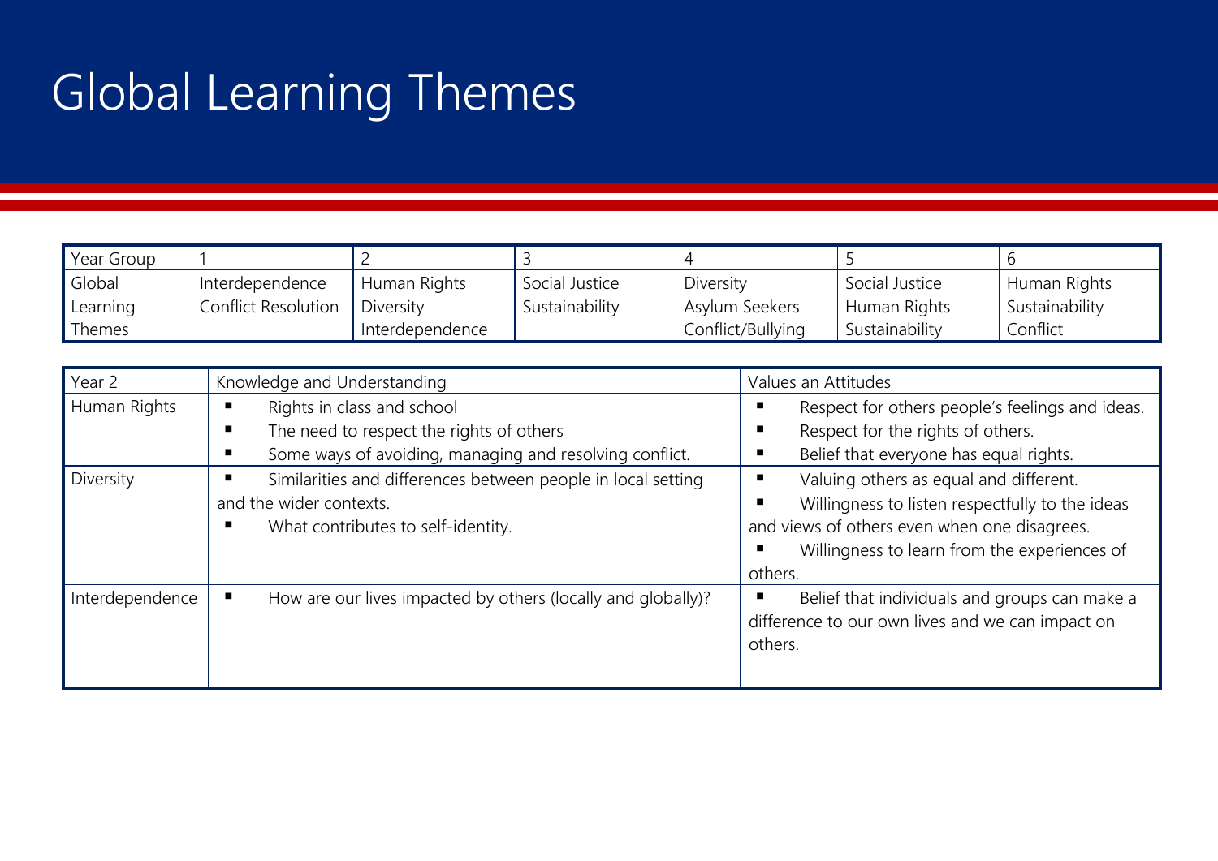# Global Learning Themes

| Year Group | 1 | 2 | 3 | 4 | 5 | 6 |
|---|---|---|---|---|---|---|
| Global Learning Themes | Interdependence<br>Conflict Resolution | Human Rights<br>Diversity<br>Interdependence | Social Justice<br>Sustainability | Diversity<br>Asylum Seekers<br>Conflict/Bullying | Social Justice<br>Human Rights<br>Sustainability | Human Rights<br>Sustainability<br>Conflict |

| Year 2 | Knowledge and Understanding | Values an Attitudes |
|---|---|---|
| Human Rights | ▪ Rights in class and school<br>▪ The need to respect the rights of others<br>▪ Some ways of avoiding, managing and resolving conflict. | ▪ Respect for others people's feelings and ideas.<br>▪ Respect for the rights of others.<br>▪ Belief that everyone has equal rights. |
| Diversity | ▪ Similarities and differences between people in local setting and the wider contexts.<br>▪ What contributes to self-identity. | ▪ Valuing others as equal and different.<br>▪ Willingness to listen respectfully to the ideas and views of others even when one disagrees.<br>▪ Willingness to learn from the experiences of others. |
| Interdependence | ▪ How are our lives impacted by others (locally and globally)? | ▪ Belief that individuals and groups can make a difference to our own lives and we can impact on others. |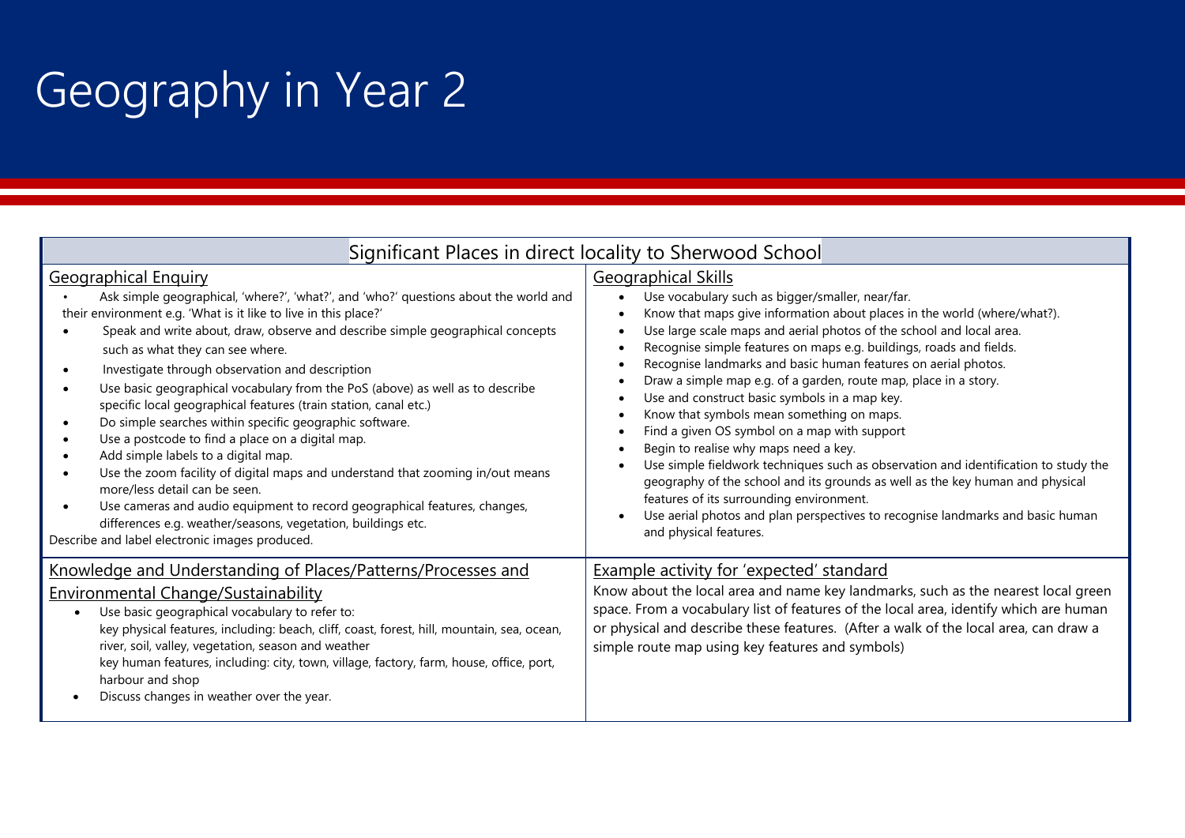# Geography in Year 2

## Significant Places in direct locality to Sherwood School

### Geographical Enquiry

- Ask simple geographical, 'where?', 'what?', and 'who?' questions about the world and their environment e.g. 'What is it like to live in this place?'
- Speak and write about, draw, observe and describe simple geographical concepts such as what they can see where.
- Investigate through observation and description
- Use basic geographical vocabulary from the PoS (above) as well as to describe specific local geographical features (train station, canal etc.)
- Do simple searches within specific geographic software.
- Use a postcode to find a place on a digital map.
- Add simple labels to a digital map.
- Use the zoom facility of digital maps and understand that zooming in/out means more/less detail can be seen.
- Use cameras and audio equipment to record geographical features, changes, differences e.g. weather/seasons, vegetation, buildings etc.

Describe and label electronic images produced.

### Geographical Skills

- Use vocabulary such as bigger/smaller, near/far.
- Know that maps give information about places in the world (where/what?).
- Use large scale maps and aerial photos of the school and local area.
- Recognise simple features on maps e.g. buildings, roads and fields.
- Recognise landmarks and basic human features on aerial photos.
- Draw a simple map e.g. of a garden, route map, place in a story.
- Use and construct basic symbols in a map key.
- Know that symbols mean something on maps.
- Find a given OS symbol on a map with support
- Begin to realise why maps need a key.
- Use simple fieldwork techniques such as observation and identification to study the geography of the school and its grounds as well as the key human and physical features of its surrounding environment.
- Use aerial photos and plan perspectives to recognise landmarks and basic human and physical features.

### Knowledge and Understanding of Places/Patterns/Processes and Environmental Change/Sustainability

- Use basic geographical vocabulary to refer to:
  key physical features, including: beach, cliff, coast, forest, hill, mountain, sea, ocean, river, soil, valley, vegetation, season and weather
  key human features, including: city, town, village, factory, farm, house, office, port, harbour and shop
- Discuss changes in weather over the year.

### Example activity for 'expected' standard

Know about the local area and name key landmarks, such as the nearest local green space. From a vocabulary list of features of the local area, identify which are human or physical and describe these features. (After a walk of the local area, can draw a simple route map using key features and symbols)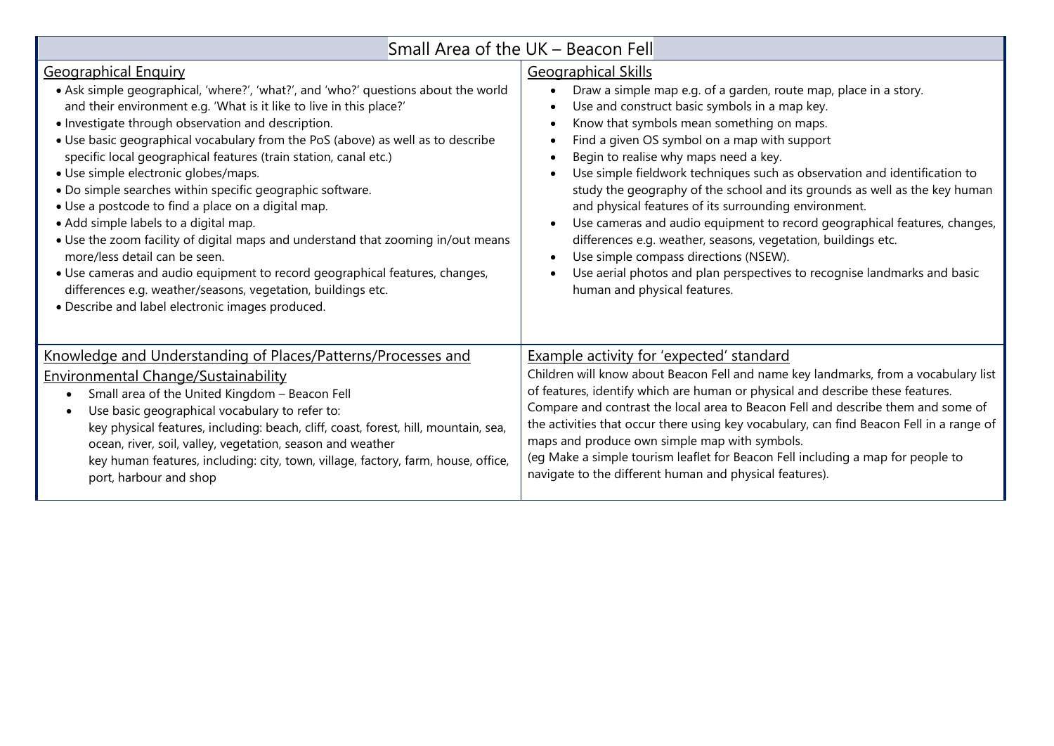# Small Area of the UK – Beacon Fell

## Geographical Enquiry

- Ask simple geographical, 'where?', 'what?', and 'who?' questions about the world and their environment e.g. 'What is it like to live in this place?'
- Investigate through observation and description.
- Use basic geographical vocabulary from the PoS (above) as well as to describe specific local geographical features (train station, canal etc.)
- Use simple electronic globes/maps.
- Do simple searches within specific geographic software.
- Use a postcode to find a place on a digital map.
- Add simple labels to a digital map.
- Use the zoom facility of digital maps and understand that zooming in/out means more/less detail can be seen.
- Use cameras and audio equipment to record geographical features, changes, differences e.g. weather/seasons, vegetation, buildings etc.
- Describe and label electronic images produced.

## Geographical Skills

- Draw a simple map e.g. of a garden, route map, place in a story.
- Use and construct basic symbols in a map key.
- Know that symbols mean something on maps.
- Find a given OS symbol on a map with support
- Begin to realise why maps need a key.
- Use simple fieldwork techniques such as observation and identification to study the geography of the school and its grounds as well as the key human and physical features of its surrounding environment.
- Use cameras and audio equipment to record geographical features, changes, differences e.g. weather, seasons, vegetation, buildings etc.
- Use simple compass directions (NSEW).
- Use aerial photos and plan perspectives to recognise landmarks and basic human and physical features.

## Knowledge and Understanding of Places/Patterns/Processes and Environmental Change/Sustainability

- Small area of the United Kingdom – Beacon Fell
- Use basic geographical vocabulary to refer to:
  key physical features, including: beach, cliff, coast, forest, hill, mountain, sea, ocean, river, soil, valley, vegetation, season and weather
  key human features, including: city, town, village, factory, farm, house, office, port, harbour and shop

## Example activity for 'expected' standard

Children will know about Beacon Fell and name key landmarks, from a vocabulary list of features, identify which are human or physical and describe these features. Compare and contrast the local area to Beacon Fell and describe them and some of the activities that occur there using key vocabulary, can find Beacon Fell in a range of maps and produce own simple map with symbols.
(eg Make a simple tourism leaflet for Beacon Fell including a map for people to navigate to the different human and physical features).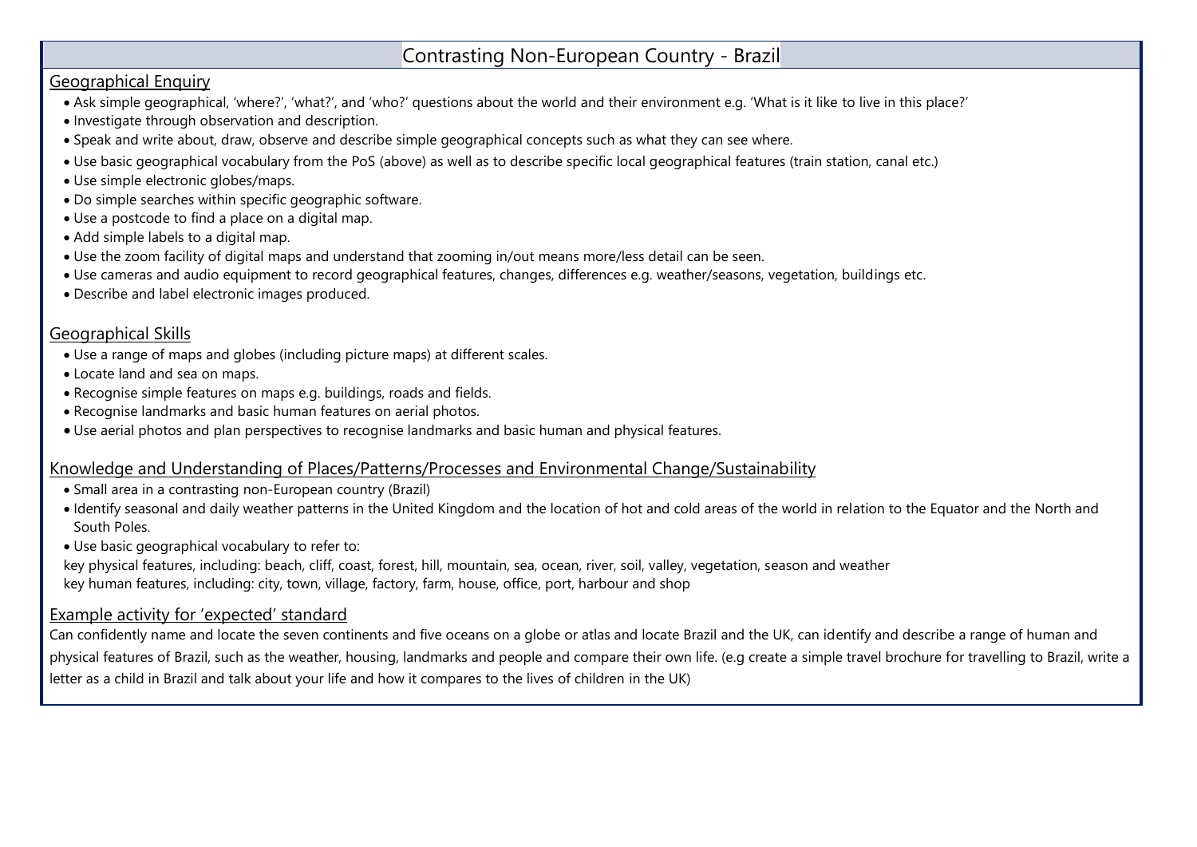# Contrasting Non-European Country - Brazil

## Geographical Enquiry

- Ask simple geographical, 'where?', 'what?', and 'who?' questions about the world and their environment e.g. 'What is it like to live in this place?'
- Investigate through observation and description.
- Speak and write about, draw, observe and describe simple geographical concepts such as what they can see where.
- Use basic geographical vocabulary from the PoS (above) as well as to describe specific local geographical features (train station, canal etc.)
- Use simple electronic globes/maps.
- Do simple searches within specific geographic software.
- Use a postcode to find a place on a digital map.
- Add simple labels to a digital map.
- Use the zoom facility of digital maps and understand that zooming in/out means more/less detail can be seen.
- Use cameras and audio equipment to record geographical features, changes, differences e.g. weather/seasons, vegetation, buildings etc.
- Describe and label electronic images produced.

## Geographical Skills

- Use a range of maps and globes (including picture maps) at different scales.
- Locate land and sea on maps.
- Recognise simple features on maps e.g. buildings, roads and fields.
- Recognise landmarks and basic human features on aerial photos.
- Use aerial photos and plan perspectives to recognise landmarks and basic human and physical features.

## Knowledge and Understanding of Places/Patterns/Processes and Environmental Change/Sustainability

- Small area in a contrasting non-European country (Brazil)
- Identify seasonal and daily weather patterns in the United Kingdom and the location of hot and cold areas of the world in relation to the Equator and the North and South Poles.
- Use basic geographical vocabulary to refer to:

key physical features, including: beach, cliff, coast, forest, hill, mountain, sea, ocean, river, soil, valley, vegetation, season and weather
key human features, including: city, town, village, factory, farm, house, office, port, harbour and shop

## Example activity for 'expected' standard

Can confidently name and locate the seven continents and five oceans on a globe or atlas and locate Brazil and the UK, can identify and describe a range of human and physical features of Brazil, such as the weather, housing, landmarks and people and compare their own life. (e.g create a simple travel brochure for travelling to Brazil, write a letter as a child in Brazil and talk about your life and how it compares to the lives of children in the UK)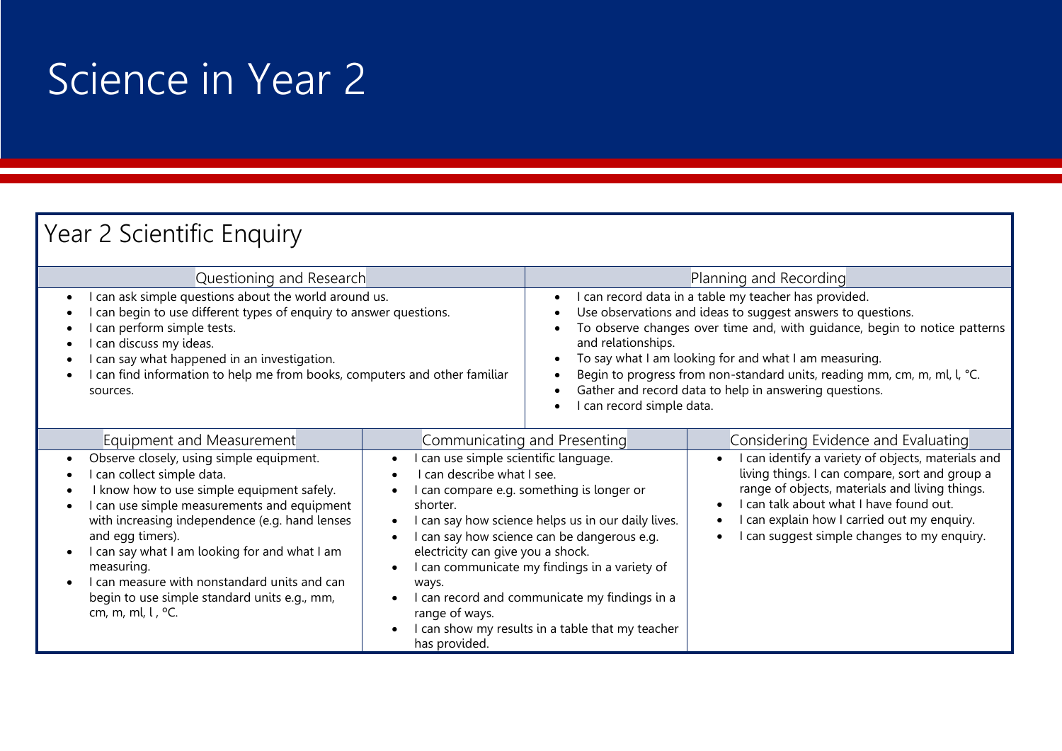# Science in Year 2

## Year 2 Scientific Enquiry

### Questioning and Research

- I can ask simple questions about the world around us.
- I can begin to use different types of enquiry to answer questions.
- I can perform simple tests.
- I can discuss my ideas.
- I can say what happened in an investigation.
- I can find information to help me from books, computers and other familiar sources.

### Planning and Recording

- I can record data in a table my teacher has provided.
- Use observations and ideas to suggest answers to questions.
- To observe changes over time and, with guidance, begin to notice patterns and relationships.
- To say what I am looking for and what I am measuring.
- Begin to progress from non-standard units, reading mm, cm, m, ml, l, °C.
- Gather and record data to help in answering questions.
- I can record simple data.

### Equipment and Measurement

- Observe closely, using simple equipment.
- I can collect simple data.
- I know how to use simple equipment safely.
- I can use simple measurements and equipment with increasing independence (e.g. hand lenses and egg timers).
- I can say what I am looking for and what I am measuring.
- I can measure with nonstandard units and can begin to use simple standard units e.g., mm, cm, m, ml, l , ºC.

### Communicating and Presenting

- I can use simple scientific language.
- I can describe what I see.
- I can compare e.g. something is longer or shorter.
- I can say how science helps us in our daily lives.
- I can say how science can be dangerous e.g. electricity can give you a shock.
- I can communicate my findings in a variety of ways.
- I can record and communicate my findings in a range of ways.
- I can show my results in a table that my teacher has provided.

### Considering Evidence and Evaluating

- I can identify a variety of objects, materials and living things. I can compare, sort and group a range of objects, materials and living things.
- I can talk about what I have found out.
- I can explain how I carried out my enquiry.
- I can suggest simple changes to my enquiry.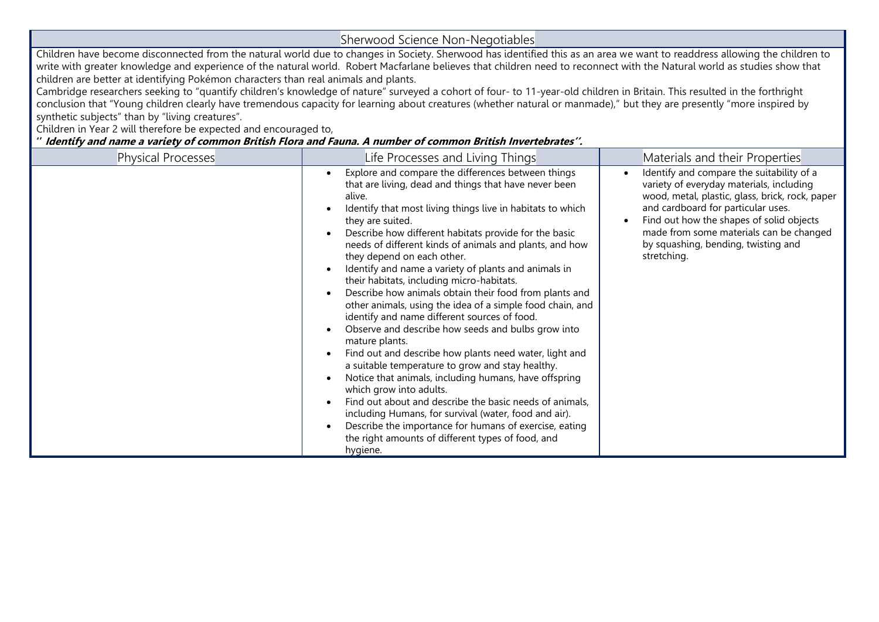## Sherwood Science Non-Negotiables

Children have become disconnected from the natural world due to changes in Society. Sherwood has identified this as an area we want to readdress allowing the children to write with greater knowledge and experience of the natural world. Robert Macfarlane believes that children need to reconnect with the Natural world as studies show that children are better at identifying Pokémon characters than real animals and plants.

Cambridge researchers seeking to "quantify children's knowledge of nature" surveyed a cohort of four- to 11-year-old children in Britain. This resulted in the forthright conclusion that "Young children clearly have tremendous capacity for learning about creatures (whether natural or manmade)," but they are presently "more inspired by synthetic subjects" than by "living creatures".

Children in Year 2 will therefore be expected and encouraged to,

*'' **Identify and name a variety of common British Flora and Fauna. A number of common British Invertebrates''.***

| Physical Processes | Life Processes and Living Things | Materials and their Properties |
|---|---|---|
| | • Explore and compare the differences between things that are living, dead and things that have never been alive.<br>• Identify that most living things live in habitats to which they are suited.<br>• Describe how different habitats provide for the basic needs of different kinds of animals and plants, and how they depend on each other.<br>• Identify and name a variety of plants and animals in their habitats, including micro-habitats.<br>• Describe how animals obtain their food from plants and other animals, using the idea of a simple food chain, and identify and name different sources of food.<br>• Observe and describe how seeds and bulbs grow into mature plants.<br>• Find out and describe how plants need water, light and a suitable temperature to grow and stay healthy.<br>• Notice that animals, including humans, have offspring which grow into adults.<br>• Find out about and describe the basic needs of animals, including Humans, for survival (water, food and air).<br>• Describe the importance for humans of exercise, eating the right amounts of different types of food, and hygiene. | • Identify and compare the suitability of a variety of everyday materials, including wood, metal, plastic, glass, brick, rock, paper and cardboard for particular uses.<br>• Find out how the shapes of solid objects made from some materials can be changed by squashing, bending, twisting and stretching. |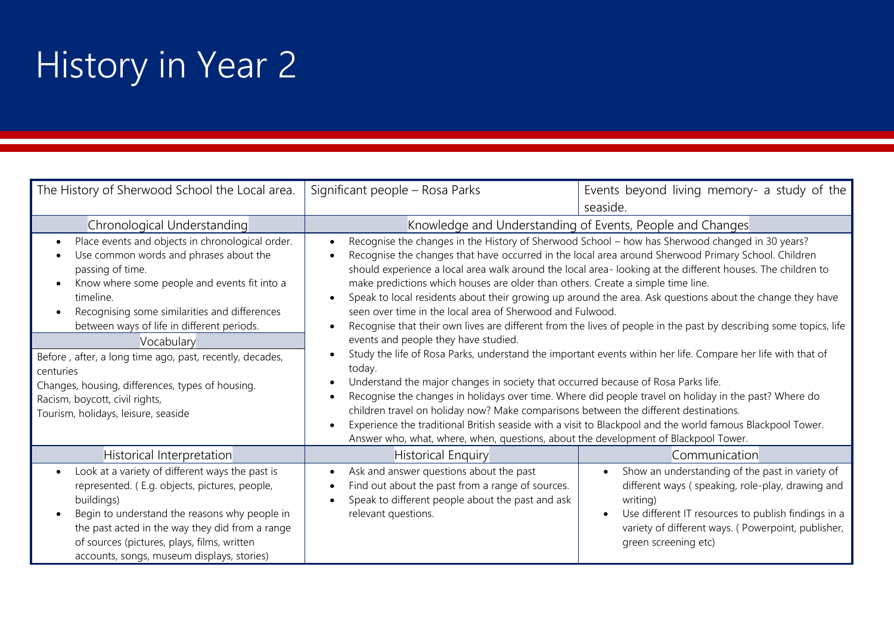# History in Year 2

| The History of Sherwood School the Local area. | Significant people – Rosa Parks | Events beyond living memory- a study of the seaside. |
|---|---|---|
| **Chronological Understanding** | **Knowledge and Understanding of Events, People and Changes** | |
| • Place events and objects in chronological order.<br>• Use common words and phrases about the passing of time.<br>• Know where some people and events fit into a timeline.<br>• Recognising some similarities and differences between ways of life in different periods.<br><br>**Vocabulary**<br>Before , after, a long time ago, past, recently, decades, centuries<br>Changes, housing, differences, types of housing.<br>Racism, boycott, civil rights,<br>Tourism, holidays, leisure, seaside | • Recognise the changes in the History of Sherwood School – how has Sherwood changed in 30 years?<br>• Recognise the changes that have occurred in the local area around Sherwood Primary School. Children should experience a local area walk around the local area- looking at the different houses. The children to make predictions which houses are older than others. Create a simple time line.<br>• Speak to local residents about their growing up around the area. Ask questions about the change they have seen over time in the local area of Sherwood and Fulwood.<br>• Recognise that their own lives are different from the lives of people in the past by describing some topics, life events and people they have studied.<br>• Study the life of Rosa Parks, understand the important events within her life. Compare her life with that of today.<br>• Understand the major changes in society that occurred because of Rosa Parks life.<br>• Recognise the changes in holidays over time. Where did people travel on holiday in the past? Where do children travel on holiday now? Make comparisons between the different destinations.<br>• Experience the traditional British seaside with a visit to Blackpool and the world famous Blackpool Tower. Answer who, what, where, when, questions, about the development of Blackpool Tower. | |
| **Historical Interpretation** | **Historical Enquiry** | **Communication** |
| • Look at a variety of different ways the past is represented. ( E.g. objects, pictures, people, buildings)<br>• Begin to understand the reasons why people in the past acted in the way they did from a range of sources (pictures, plays, films, written accounts, songs, museum displays, stories) | • Ask and answer questions about the past<br>• Find out about the past from a range of sources.<br>• Speak to different people about the past and ask relevant questions. | • Show an understanding of the past in variety of different ways ( speaking, role-play, drawing and writing)<br>• Use different IT resources to publish findings in a variety of different ways. ( Powerpoint, publisher, green screening etc) |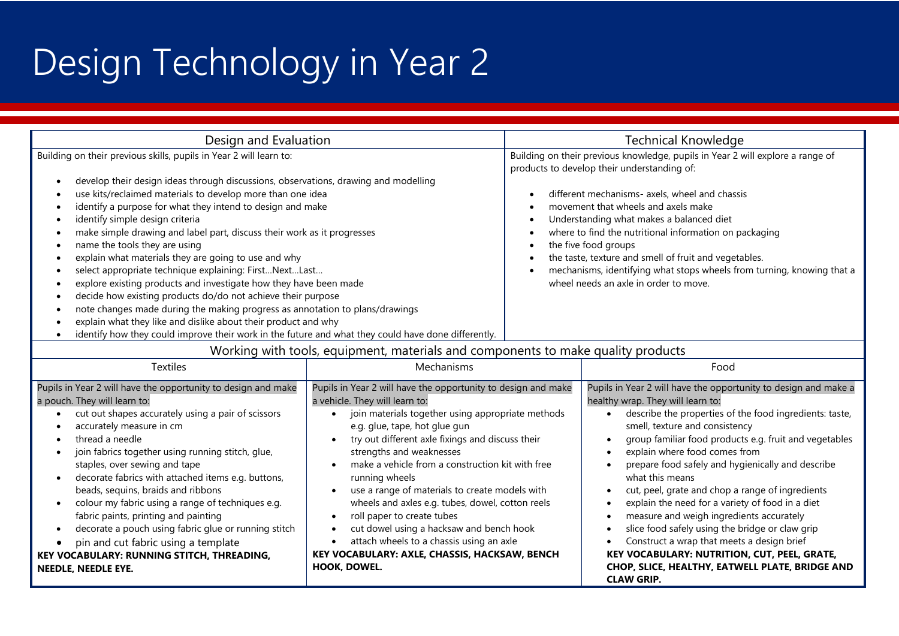# Design Technology in Year 2

## Design and Evaluation

Building on their previous skills, pupils in Year 2 will learn to:

- develop their design ideas through discussions, observations, drawing and modelling
- use kits/reclaimed materials to develop more than one idea
- identify a purpose for what they intend to design and make
- identify simple design criteria
- make simple drawing and label part, discuss their work as it progresses
- name the tools they are using
- explain what materials they are going to use and why
- select appropriate technique explaining: First…Next…Last…
- explore existing products and investigate how they have been made
- decide how existing products do/do not achieve their purpose
- note changes made during the making progress as annotation to plans/drawings
- explain what they like and dislike about their product and why
- identify how they could improve their work in the future and what they could have done differently.

## Technical Knowledge

Building on their previous knowledge, pupils in Year 2 will explore a range of products to develop their understanding of:

- different mechanisms- axels, wheel and chassis
- movement that wheels and axels make
- Understanding what makes a balanced diet
- where to find the nutritional information on packaging
- the five food groups
- the taste, texture and smell of fruit and vegetables.
- mechanisms, identifying what stops wheels from turning, knowing that a wheel needs an axle in order to move.

## Working with tools, equipment, materials and components to make quality products

### Textiles

Pupils in Year 2 will have the opportunity to design and make a pouch. They will learn to:

- cut out shapes accurately using a pair of scissors
- accurately measure in cm
- thread a needle
- join fabrics together using running stitch, glue, staples, over sewing and tape
- decorate fabrics with attached items e.g. buttons, beads, sequins, braids and ribbons
- colour my fabric using a range of techniques e.g. fabric paints, printing and painting
- decorate a pouch using fabric glue or running stitch
- pin and cut fabric using a template

**KEY VOCABULARY: RUNNING STITCH, THREADING, NEEDLE, NEEDLE EYE.**

### Mechanisms

Pupils in Year 2 will have the opportunity to design and make a vehicle. They will learn to:

- join materials together using appropriate methods e.g. glue, tape, hot glue gun
- try out different axle fixings and discuss their strengths and weaknesses
- make a vehicle from a construction kit with free running wheels
- use a range of materials to create models with wheels and axles e.g. tubes, dowel, cotton reels
- roll paper to create tubes
- cut dowel using a hacksaw and bench hook
- attach wheels to a chassis using an axle

**KEY VOCABULARY: AXLE, CHASSIS, HACKSAW, BENCH HOOK, DOWEL.**

### Food

Pupils in Year 2 will have the opportunity to design and make a healthy wrap. They will learn to:

- describe the properties of the food ingredients: taste, smell, texture and consistency
- group familiar food products e.g. fruit and vegetables
- explain where food comes from
- prepare food safely and hygienically and describe what this means
- cut, peel, grate and chop a range of ingredients
- explain the need for a variety of food in a diet
- measure and weigh ingredients accurately
- slice food safely using the bridge or claw grip
- Construct a wrap that meets a design brief

**KEY VOCABULARY: NUTRITION, CUT, PEEL, GRATE, CHOP, SLICE, HEALTHY, EATWELL PLATE, BRIDGE AND CLAW GRIP.**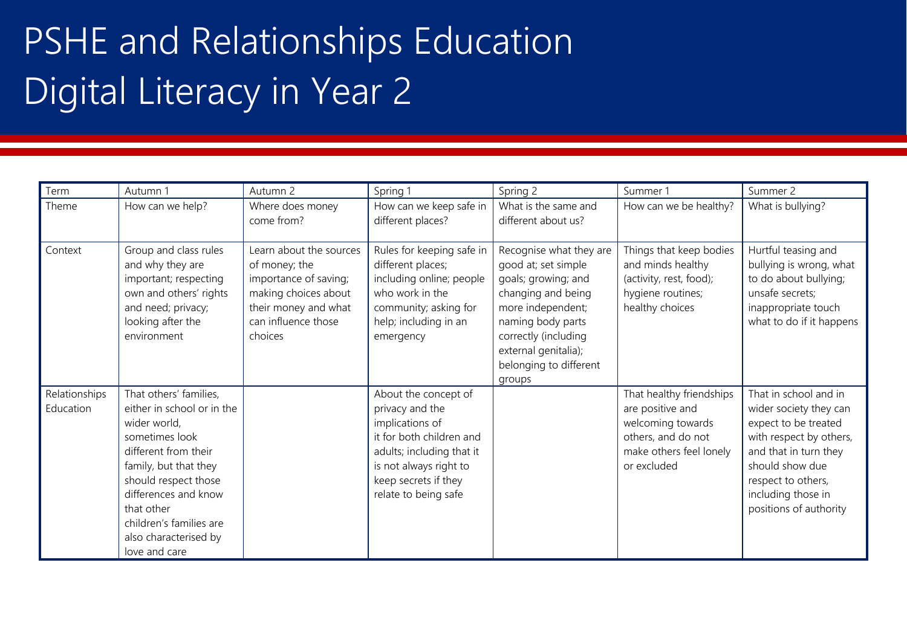# PSHE and Relationships Education Digital Literacy in Year 2

| Term | Autumn 1 | Autumn 2 | Spring 1 | Spring 2 | Summer 1 | Summer 2 |
|---|---|---|---|---|---|---|
| Theme | How can we help? | Where does money come from? | How can we keep safe in different places? | What is the same and different about us? | How can we be healthy? | What is bullying? |
| Context | Group and class rules and why they are important; respecting own and others' rights and need; privacy; looking after the environment | Learn about the sources of money; the importance of saving; making choices about their money and what can influence those choices | Rules for keeping safe in different places; including online; people who work in the community; asking for help; including in an emergency | Recognise what they are good at; set simple goals; growing; and changing and being more independent; naming body parts correctly (including external genitalia); belonging to different groups | Things that keep bodies and minds healthy (activity, rest, food); hygiene routines; healthy choices | Hurtful teasing and bullying is wrong, what to do about bullying; unsafe secrets; inappropriate touch what to do if it happens |
| Relationships Education | That others' families, either in school or in the wider world, sometimes look different from their family, but that they should respect those differences and know that other children's families are also characterised by love and care | | About the concept of privacy and the implications of it for both children and adults; including that it is not always right to keep secrets if they relate to being safe | | That healthy friendships are positive and welcoming towards others, and do not make others feel lonely or excluded | That in school and in wider society they can expect to be treated with respect by others, and that in turn they should show due respect to others, including those in positions of authority |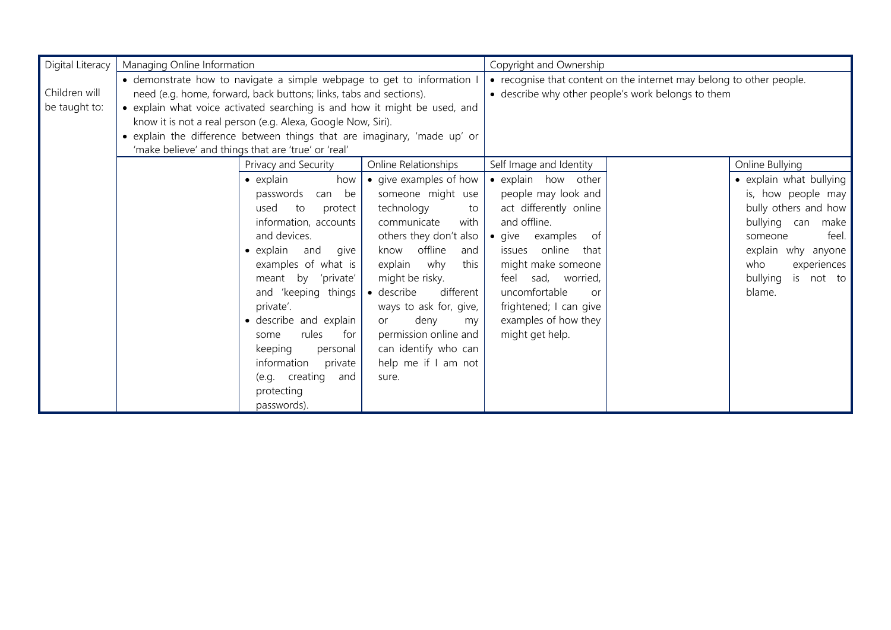| Digital Literacy<br><br>Children will be taught to: | Managing Online Information | | | Copyright and Ownership | | |
|---|---|---|---|---|---|---|
| | • demonstrate how to navigate a simple webpage to get to information I need (e.g. home, forward, back buttons; links, tabs and sections).<br>• explain what voice activated searching is and how it might be used, and know it is not a real person (e.g. Alexa, Google Now, Siri).<br>• explain the difference between things that are imaginary, 'made up' or 'make believe' and things that are 'true' or 'real' | | | • recognise that content on the internet may belong to other people.<br>• describe why other people's work belongs to them | | |
| | | Privacy and Security | Online Relationships | Self Image and Identity | | Online Bullying |
| | | • explain how passwords can be used to protect information, accounts and devices.<br>• explain and give examples of what is meant by 'private' and 'keeping things private'.<br>• describe and explain some rules for keeping personal information private (e.g. creating and protecting passwords). | • give examples of how someone might use technology to communicate with others they don't also know offline and explain why this might be risky.<br>• describe different ways to ask for, give, or deny my permission online and can identify who can help me if I am not sure. | • explain how other people may look and act differently online and offline.<br>• give examples of issues online that might make someone feel sad, worried, uncomfortable or frightened; I can give examples of how they might get help. | | • explain what bullying is, how people may bully others and how bullying can make someone feel. explain why anyone who experiences bullying is not to blame. |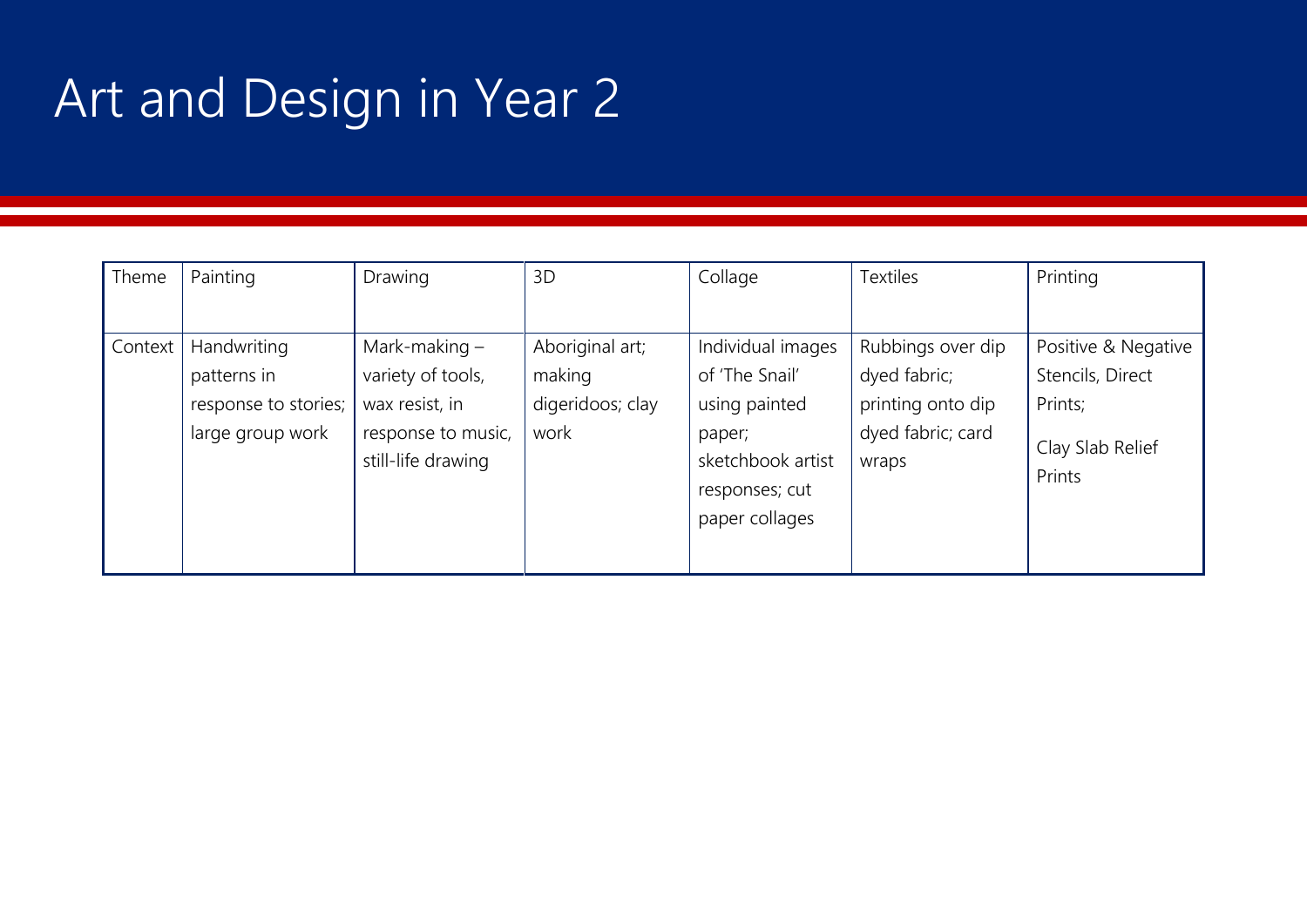# Art and Design in Year 2

| Theme | Painting | Drawing | 3D | Collage | Textiles | Printing |
|---|---|---|---|---|---|---|
| Context | Handwriting patterns in response to stories; large group work | Mark-making – variety of tools, wax resist, in response to music, still-life drawing | Aboriginal art; making digeridoos; clay work | Individual images of 'The Snail' using painted paper; sketchbook artist responses; cut paper collages | Rubbings over dip dyed fabric; printing onto dip dyed fabric; card wraps | Positive & Negative Stencils, Direct Prints; Clay Slab Relief Prints |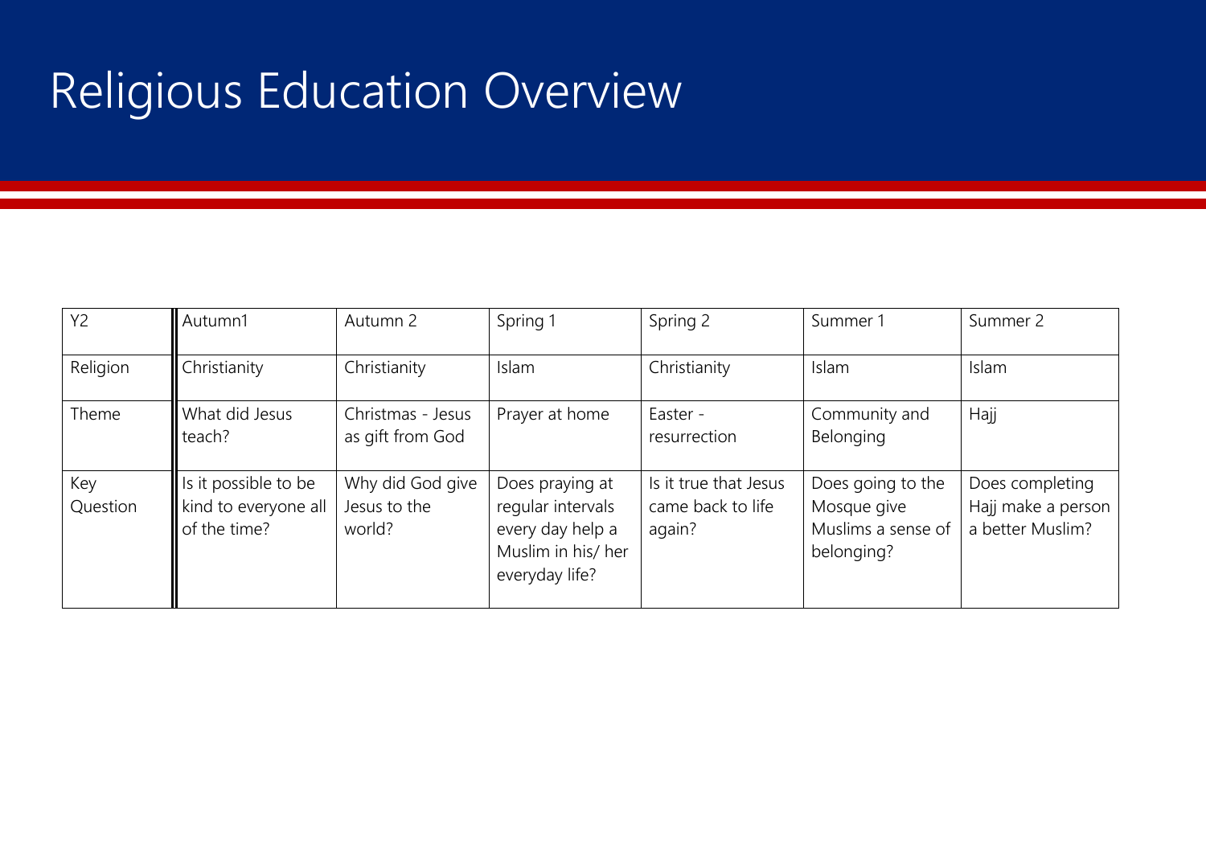# Religious Education Overview

| Y2 | Autumn1 | Autumn 2 | Spring 1 | Spring 2 | Summer 1 | Summer 2 |
|---|---|---|---|---|---|---|
| Religion | Christianity | Christianity | Islam | Christianity | Islam | Islam |
| Theme | What did Jesus teach? | Christmas - Jesus as gift from God | Prayer at home | Easter - resurrection | Community and Belonging | Hajj |
| Key Question | Is it possible to be kind to everyone all of the time? | Why did God give Jesus to the world? | Does praying at regular intervals every day help a Muslim in his/ her everyday life? | Is it true that Jesus came back to life again? | Does going to the Mosque give Muslims a sense of belonging? | Does completing Hajj make a person a better Muslim? |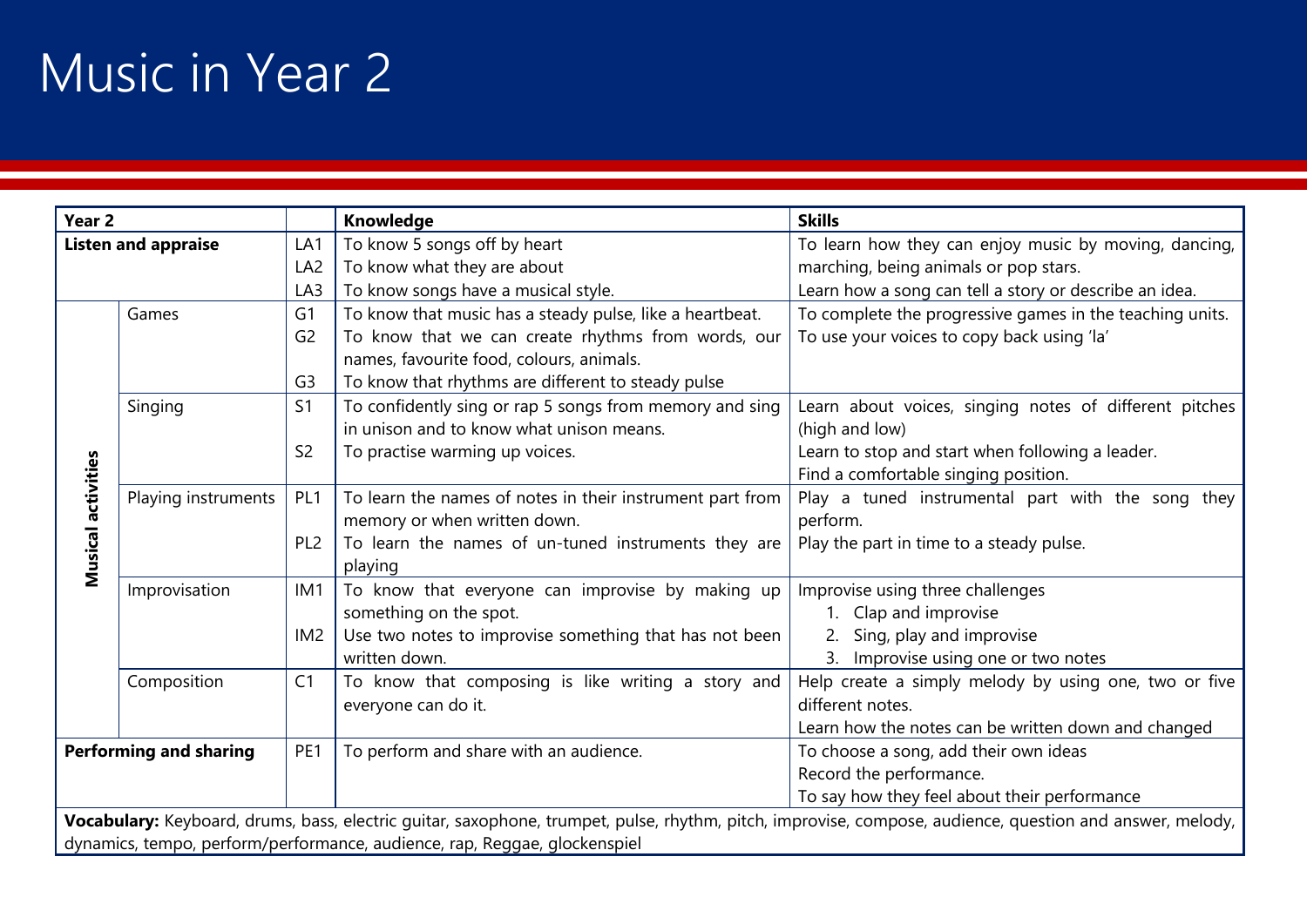# Music in Year 2

| Year 2 | | | Knowledge | Skills |
|---|---|---|---|---|
| **Listen and appraise** | | LA1<br>LA2<br>LA3 | To know 5 songs off by heart<br>To know what they are about<br>To know songs have a musical style. | To learn how they can enjoy music by moving, dancing, marching, being animals or pop stars.<br>Learn how a song can tell a story or describe an idea. |
| **Musical activities** | Games | G1<br>G2<br><br>G3 | To know that music has a steady pulse, like a heartbeat.<br>To know that we can create rhythms from words, our names, favourite food, colours, animals.<br>To know that rhythms are different to steady pulse | To complete the progressive games in the teaching units.<br>To use your voices to copy back using 'la' |
| | Singing | S1<br><br>S2 | To confidently sing or rap 5 songs from memory and sing in unison and to know what unison means.<br>To practise warming up voices. | Learn about voices, singing notes of different pitches (high and low)<br>Learn to stop and start when following a leader.<br>Find a comfortable singing position. |
| | Playing instruments | PL1<br><br>PL2 | To learn the names of notes in their instrument part from memory or when written down.<br>To learn the names of un-tuned instruments they are playing | Play a tuned instrumental part with the song they perform.<br>Play the part in time to a steady pulse. |
| | Improvisation | IM1<br><br>IM2 | To know that everyone can improvise by making up something on the spot.<br>Use two notes to improvise something that has not been written down. | Improvise using three challenges<br>1. Clap and improvise<br>2. Sing, play and improvise<br>3. Improvise using one or two notes |
| | Composition | C1 | To know that composing is like writing a story and everyone can do it. | Help create a simply melody by using one, two or five different notes.<br>Learn how the notes can be written down and changed |
| **Performing and sharing** | | PE1 | To perform and share with an audience. | To choose a song, add their own ideas<br>Record the performance.<br>To say how they feel about their performance |
| **Vocabulary:** Keyboard, drums, bass, electric guitar, saxophone, trumpet, pulse, rhythm, pitch, improvise, compose, audience, question and answer, melody, dynamics, tempo, perform/performance, audience, rap, Reggae, glockenspiel | | | | |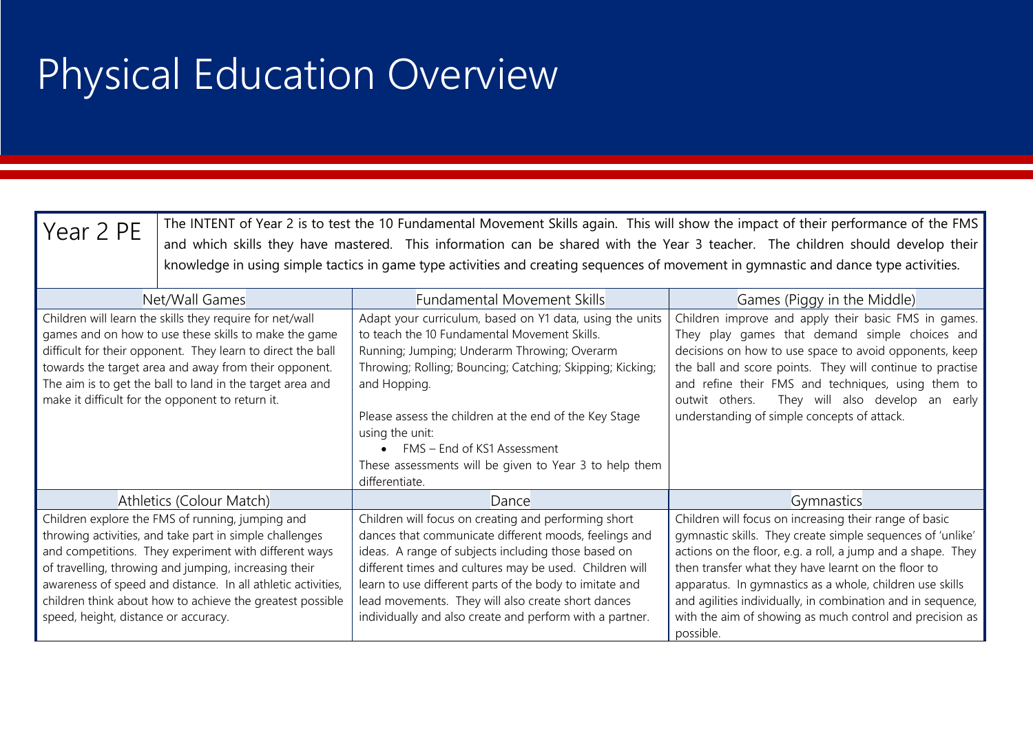# Physical Education Overview

| Year 2 PE | The INTENT of Year 2 is to test the 10 Fundamental Movement Skills again. This will show the impact of their performance of the FMS and which skills they have mastered. This information can be shared with the Year 3 teacher. The children should develop their knowledge in using simple tactics in game type activities and creating sequences of movement in gymnastic and dance type activities. |
|---|---|

| Net/Wall Games | Fundamental Movement Skills | Games (Piggy in the Middle) |
|---|---|---|
| Children will learn the skills they require for net/wall games and on how to use these skills to make the game difficult for their opponent. They learn to direct the ball towards the target area and away from their opponent. The aim is to get the ball to land in the target area and make it difficult for the opponent to return it. | Adapt your curriculum, based on Y1 data, using the units to teach the 10 Fundamental Movement Skills. Running; Jumping; Underarm Throwing; Overarm Throwing; Rolling; Bouncing; Catching; Skipping; Kicking; and Hopping.<br><br>Please assess the children at the end of the Key Stage using the unit:<br>• FMS – End of KS1 Assessment<br>These assessments will be given to Year 3 to help them differentiate. | Children improve and apply their basic FMS in games. They play games that demand simple choices and decisions on how to use space to avoid opponents, keep the ball and score points. They will continue to practise and refine their FMS and techniques, using them to outwit others. They will also develop an early understanding of simple concepts of attack. |
| **Athletics (Colour Match)** | **Dance** | **Gymnastics** |
| Children explore the FMS of running, jumping and throwing activities, and take part in simple challenges and competitions. They experiment with different ways of travelling, throwing and jumping, increasing their awareness of speed and distance. In all athletic activities, children think about how to achieve the greatest possible speed, height, distance or accuracy. | Children will focus on creating and performing short dances that communicate different moods, feelings and ideas. A range of subjects including those based on different times and cultures may be used. Children will learn to use different parts of the body to imitate and lead movements. They will also create short dances individually and also create and perform with a partner. | Children will focus on increasing their range of basic gymnastic skills. They create simple sequences of 'unlike' actions on the floor, e.g. a roll, a jump and a shape. They then transfer what they have learnt on the floor to apparatus. In gymnastics as a whole, children use skills and agilities individually, in combination and in sequence, with the aim of showing as much control and precision as possible. |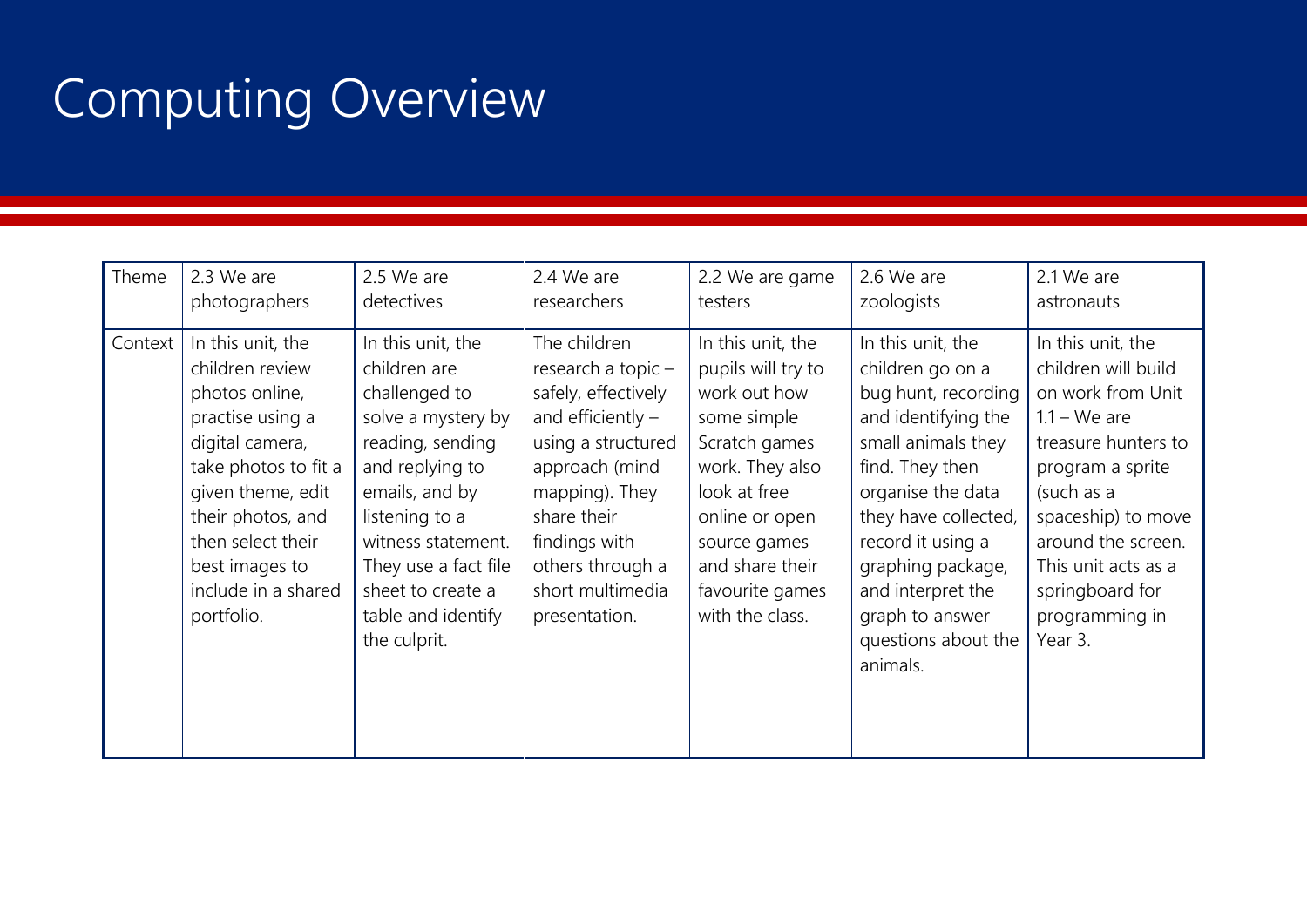# Computing Overview

| Theme | 2.3 We are photographers | 2.5 We are detectives | 2.4 We are researchers | 2.2 We are game testers | 2.6 We are zoologists | 2.1 We are astronauts |
|---|---|---|---|---|---|---|
| Context | In this unit, the children review photos online, practise using a digital camera, take photos to fit a given theme, edit their photos, and then select their best images to include in a shared portfolio. | In this unit, the children are challenged to solve a mystery by reading, sending and replying to emails, and by listening to a witness statement. They use a fact file sheet to create a table and identify the culprit. | The children research a topic – safely, effectively and efficiently – using a structured approach (mind mapping). They share their findings with others through a short multimedia presentation. | In this unit, the pupils will try to work out how some simple Scratch games work. They also look at free online or open source games and share their favourite games with the class. | In this unit, the children go on a bug hunt, recording and identifying the small animals they find. They then organise the data they have collected, record it using a graphing package, and interpret the graph to answer questions about the animals. | In this unit, the children will build on work from Unit 1.1 – We are treasure hunters to program a sprite (such as a spaceship) to move around the screen. This unit acts as a springboard for programming in Year 3. |